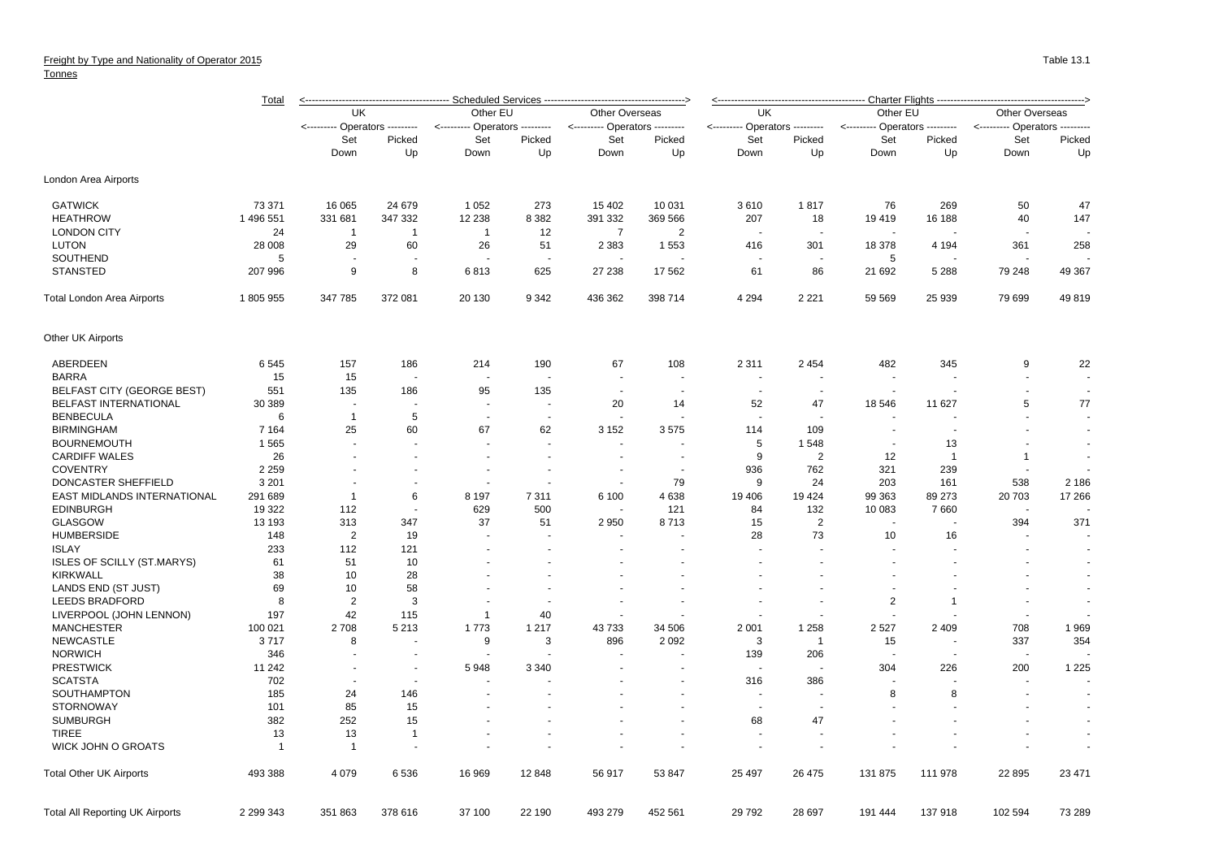Freight by Type and Nationality of Operator 2015

Tonnes

Table 13.1

| | Total | Scheduled Services | | | | | | Charter Flights | | | | | |
|---|---|---|---|---|---|---|---|---|---|---|---|---|---|
| | | UK | | Other EU | | Other Overseas | | UK | | Other EU | | Other Overseas | |
| | | Operators | | Operators | | Operators | | Operators | | Operators | | Operators | |
| | | Set Down | Picked Up | Set Down | Picked Up | Set Down | Picked Up | Set Down | Picked Up | Set Down | Picked Up | Set Down | Picked Up |
| **London Area Airports** | | | | | | | | | | | | | |
| GATWICK | 73 371 | 16 065 | 24 679 | 1 052 | 273 | 15 402 | 10 031 | 3 610 | 1 817 | 76 | 269 | 50 | 47 |
| HEATHROW | 1 496 551 | 331 681 | 347 332 | 12 238 | 8 382 | 391 332 | 369 566 | 207 | 18 | 19 419 | 16 188 | 40 | 147 |
| LONDON CITY | 24 | 1 | 1 | 1 | 12 | 7 | 2 | - | - | - | - | - | - |
| LUTON | 28 008 | 29 | 60 | 26 | 51 | 2 383 | 1 553 | 416 | 301 | 18 378 | 4 194 | 361 | 258 |
| SOUTHEND | 5 | - | - | - | - | - | - | - | - | 5 | - | - | - |
| STANSTED | 207 996 | 9 | 8 | 6 813 | 625 | 27 238 | 17 562 | 61 | 86 | 21 692 | 5 288 | 79 248 | 49 367 |
| Total London Area Airports | 1 805 955 | 347 785 | 372 081 | 20 130 | 9 342 | 436 362 | 398 714 | 4 294 | 2 221 | 59 569 | 25 939 | 79 699 | 49 819 |
| **Other UK Airports** | | | | | | | | | | | | | |
| ABERDEEN | 6 545 | 157 | 186 | 214 | 190 | 67 | 108 | 2 311 | 2 454 | 482 | 345 | 9 | 22 |
| BARRA | 15 | 15 | - | - | - | - | - | - | - | - | - | - | - |
| BELFAST CITY (GEORGE BEST) | 551 | 135 | 186 | 95 | 135 | - | - | - | - | - | - | - | - |
| BELFAST INTERNATIONAL | 30 389 | - | - | - | - | 20 | 14 | 52 | 47 | 18 546 | 11 627 | 5 | 77 |
| BENBECULA | 6 | 1 | 5 | - | - | - | - | - | - | - | - | - | - |
| BIRMINGHAM | 7 164 | 25 | 60 | 67 | 62 | 3 152 | 3 575 | 114 | 109 | - | - | - | - |
| BOURNEMOUTH | 1 565 | - | - | - | - | - | - | 5 | 1 548 | - | 13 | - | - |
| CARDIFF WALES | 26 | - | - | - | - | - | - | 9 | 2 | 12 | 1 | 1 | - |
| COVENTRY | 2 259 | - | - | - | - | - | - | 936 | 762 | 321 | 239 | - | - |
| DONCASTER SHEFFIELD | 3 201 | - | - | - | - | - | 79 | 9 | 24 | 203 | 161 | 538 | 2 186 |
| EAST MIDLANDS INTERNATIONAL | 291 689 | 1 | 6 | 8 197 | 7 311 | 6 100 | 4 638 | 19 406 | 19 424 | 99 363 | 89 273 | 20 703 | 17 266 |
| EDINBURGH | 19 322 | 112 | - | 629 | 500 | - | 121 | 84 | 132 | 10 083 | 7 660 | - | - |
| GLASGOW | 13 193 | 313 | 347 | 37 | 51 | 2 950 | 8 713 | 15 | 2 | - | - | 394 | 371 |
| HUMBERSIDE | 148 | 2 | 19 | - | - | - | - | 28 | 73 | 10 | 16 | - | - |
| ISLAY | 233 | 112 | 121 | - | - | - | - | - | - | - | - | - | - |
| ISLES OF SCILLY (ST.MARYS) | 61 | 51 | 10 | - | - | - | - | - | - | - | - | - | - |
| KIRKWALL | 38 | 10 | 28 | - | - | - | - | - | - | - | - | - | - |
| LANDS END (ST JUST) | 69 | 10 | 58 | - | - | - | - | - | - | - | - | - | - |
| LEEDS BRADFORD | 8 | 2 | 3 | - | - | - | - | - | - | 2 | 1 | - | - |
| LIVERPOOL (JOHN LENNON) | 197 | 42 | 115 | 1 | 40 | - | - | - | - | - | - | - | - |
| MANCHESTER | 100 021 | 2 708 | 5 213 | 1 773 | 1 217 | 43 733 | 34 506 | 2 001 | 1 258 | 2 527 | 2 409 | 708 | 1 969 |
| NEWCASTLE | 3 717 | 8 | - | 9 | 3 | 896 | 2 092 | 3 | 1 | 15 | - | 337 | 354 |
| NORWICH | 346 | - | - | - | - | - | - | 139 | 206 | - | - | - | - |
| PRESTWICK | 11 242 | - | - | 5 948 | 3 340 | - | - | - | - | 304 | 226 | 200 | 1 225 |
| SCATSTA | 702 | - | - | - | - | - | - | 316 | 386 | - | - | - | - |
| SOUTHAMPTON | 185 | 24 | 146 | - | - | - | - | - | - | 8 | 8 | - | - |
| STORNOWAY | 101 | 85 | 15 | - | - | - | - | - | - | - | - | - | - |
| SUMBURGH | 382 | 252 | 15 | - | - | - | - | 68 | 47 | - | - | - | - |
| TIREE | 13 | 13 | 1 | - | - | - | - | - | - | - | - | - | - |
| WICK JOHN O GROATS | 1 | 1 | - | - | - | - | - | - | - | - | - | - | - |
| Total Other UK Airports | 493 388 | 4 079 | 6 536 | 16 969 | 12 848 | 56 917 | 53 847 | 25 497 | 26 475 | 131 875 | 111 978 | 22 895 | 23 471 |
| Total All Reporting UK Airports | 2 299 343 | 351 863 | 378 616 | 37 100 | 22 190 | 493 279 | 452 561 | 29 792 | 28 697 | 191 444 | 137 918 | 102 594 | 73 289 |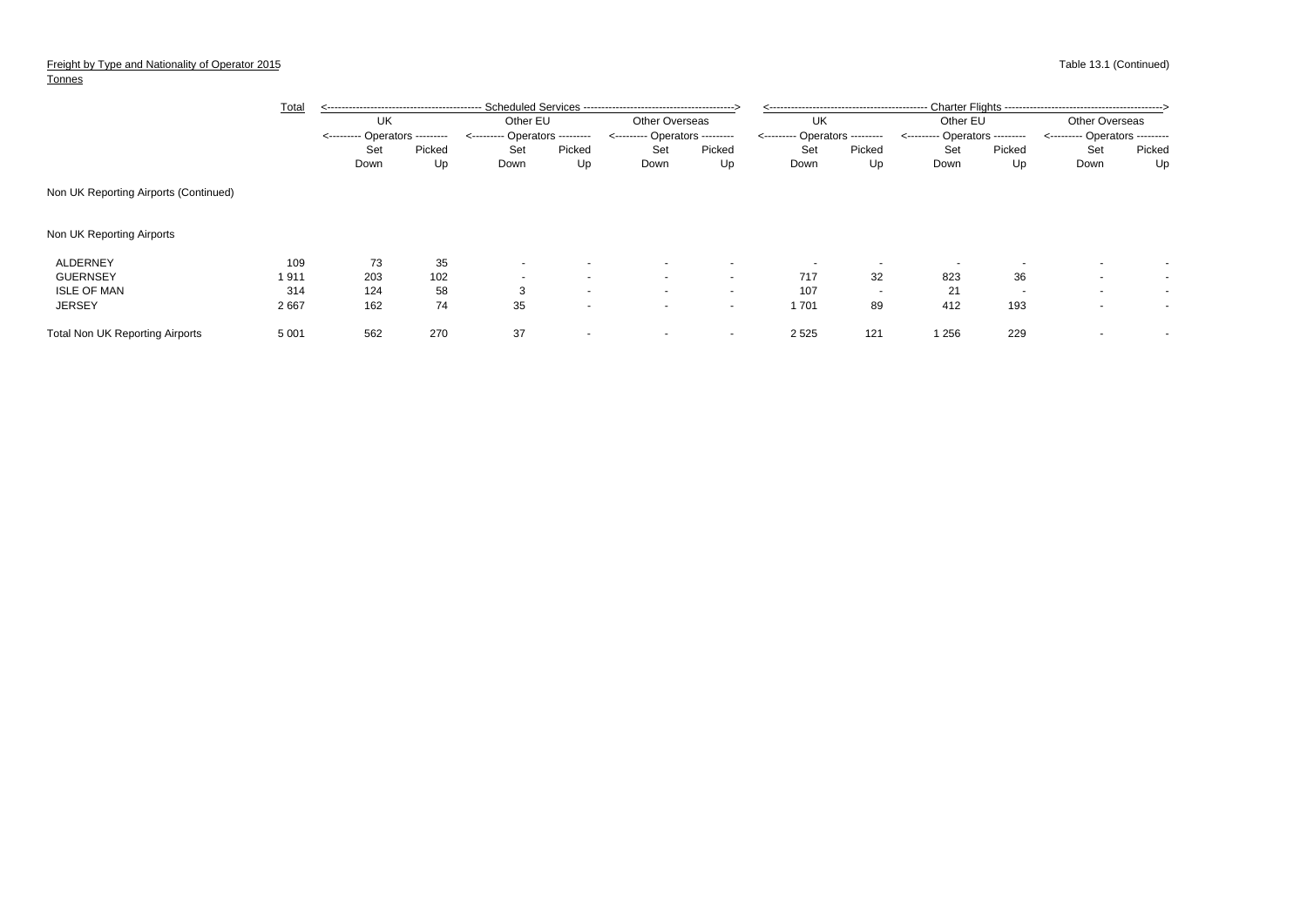Freight by Type and Nationality of Operator 2015

Tonnes

Table 13.1 (Continued)

| | Total | Scheduled Services | | | | | | Charter Flights | | | | | |
|---|---|---|---|---|---|---|---|---|---|---|---|---|---|
| | | UK Operators | | Other EU Operators | | Other Overseas Operators | | UK Operators | | Other EU Operators | | Other Overseas Operators | |
| | | Set Down | Picked Up | Set Down | Picked Up | Set Down | Picked Up | Set Down | Picked Up | Set Down | Picked Up | Set Down | Picked Up |
| **Non UK Reporting Airports (Continued)** | | | | | | | | | | | | | |
| **Non UK Reporting Airports** | | | | | | | | | | | | | |
| ALDERNEY | 109 | 73 | 35 | - | - | - | - | - | - | - | - | - | - |
| GUERNSEY | 1 911 | 203 | 102 | - | - | - | - | 717 | 32 | 823 | 36 | - | - |
| ISLE OF MAN | 314 | 124 | 58 | 3 | - | - | - | 107 | - | 21 | - | - | - |
| JERSEY | 2 667 | 162 | 74 | 35 | - | - | - | 1 701 | 89 | 412 | 193 | - | - |
| Total Non UK Reporting Airports | 5 001 | 562 | 270 | 37 | - | - | - | 2 525 | 121 | 1 256 | 229 | - | - |